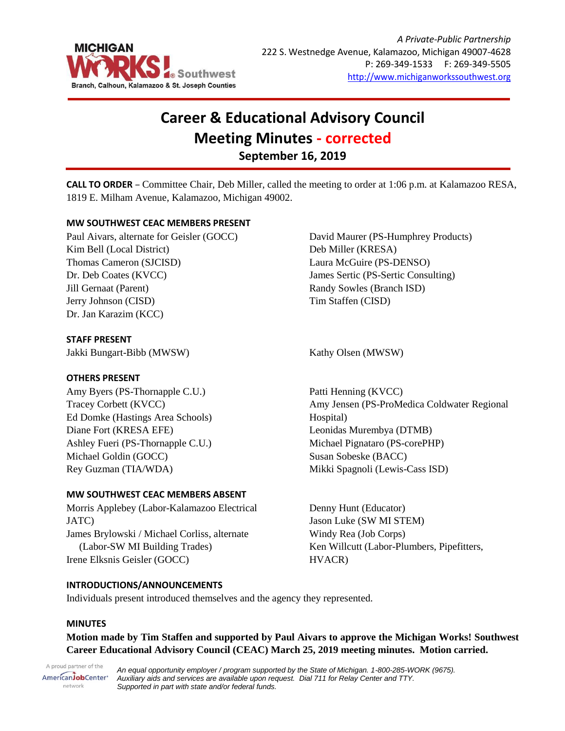MICHIGAN WORKS! Southwest
Branch, Calhoun, Kalamazoo & St. Joseph Counties

*A Private-Public Partnership*
222 S. Westnedge Avenue, Kalamazoo, Michigan 49007-4628
P: 269-349-1533 F: 269-349-5505
http://www.michiganworkssouthwest.org

# Career & Educational Advisory Council
# Meeting Minutes - corrected
## September 16, 2019

**CALL TO ORDER** – Committee Chair, Deb Miller, called the meeting to order at 1:06 p.m. at Kalamazoo RESA, 1819 E. Milham Avenue, Kalamazoo, Michigan 49002.

### MW SOUTHWEST CEAC MEMBERS PRESENT

Paul Aivars, alternate for Geisler (GOCC)
Kim Bell (Local District)
Thomas Cameron (SJCISD)
Dr. Deb Coates (KVCC)
Jill Gernaat (Parent)
Jerry Johnson (CISD)
Dr. Jan Karazim (KCC)
David Maurer (PS-Humphrey Products)
Deb Miller (KRESA)
Laura McGuire (PS-DENSO)
James Sertic (PS-Sertic Consulting)
Randy Sowles (Branch ISD)
Tim Staffen (CISD)

### STAFF PRESENT

Jakki Bungart-Bibb (MWSW)
Kathy Olsen (MWSW)

### OTHERS PRESENT

Amy Byers (PS-Thornapple C.U.)
Tracey Corbett (KVCC)
Ed Domke (Hastings Area Schools)
Diane Fort (KRESA EFE)
Ashley Fueri (PS-Thornapple C.U.)
Michael Goldin (GOCC)
Rey Guzman (TIA/WDA)
Patti Henning (KVCC)
Amy Jensen (PS-ProMedica Coldwater Regional Hospital)
Leonidas Murembya (DTMB)
Michael Pignataro (PS-corePHP)
Susan Sobeske (BACC)
Mikki Spagnoli (Lewis-Cass ISD)

### MW SOUTHWEST CEAC MEMBERS ABSENT

Morris Applebey (Labor-Kalamazoo Electrical JATC)
James Brylowski / Michael Corliss, alternate (Labor-SW MI Building Trades)
Irene Elksnis Geisler (GOCC)
Denny Hunt (Educator)
Jason Luke (SW MI STEM)
Windy Rea (Job Corps)
Ken Willcutt (Labor-Plumbers, Pipefitters, HVACR)

### INTRODUCTIONS/ANNOUNCEMENTS

Individuals present introduced themselves and the agency they represented.

### MINUTES

**Motion made by Tim Staffen and supported by Paul Aivars to approve the Michigan Works! Southwest Career Educational Advisory Council (CEAC) March 25, 2019 meeting minutes. Motion carried.**

A proud partner of the AmericanJobCenter network

*An equal opportunity employer / program supported by the State of Michigan. 1-800-285-WORK (9675). Auxiliary aids and services are available upon request. Dial 711 for Relay Center and TTY. Supported in part with state and/or federal funds.*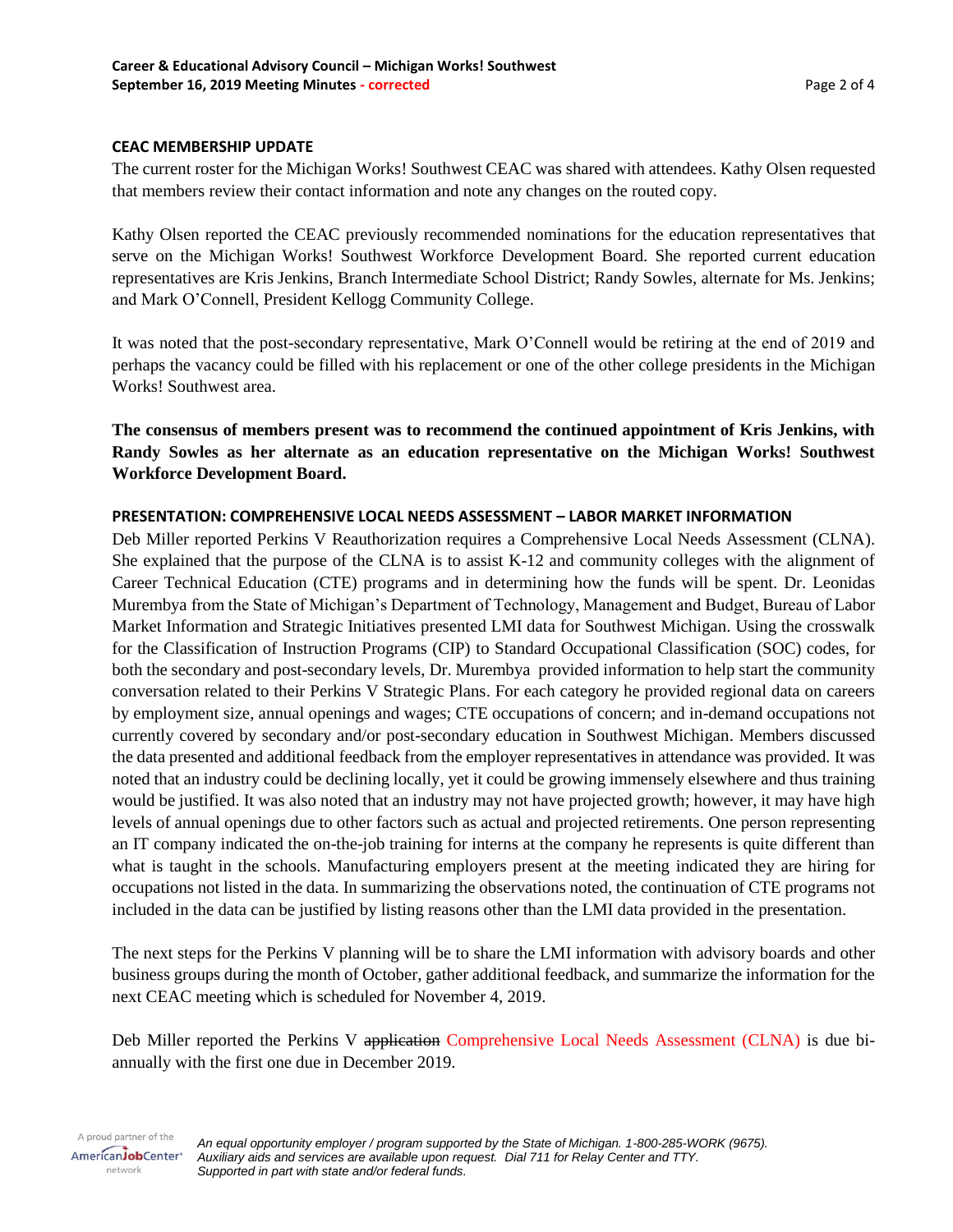## CEAC MEMBERSHIP UPDATE

The current roster for the Michigan Works! Southwest CEAC was shared with attendees. Kathy Olsen requested that members review their contact information and note any changes on the routed copy.

Kathy Olsen reported the CEAC previously recommended nominations for the education representatives that serve on the Michigan Works! Southwest Workforce Development Board. She reported current education representatives are Kris Jenkins, Branch Intermediate School District; Randy Sowles, alternate for Ms. Jenkins; and Mark O'Connell, President Kellogg Community College.

It was noted that the post-secondary representative, Mark O'Connell would be retiring at the end of 2019 and perhaps the vacancy could be filled with his replacement or one of the other college presidents in the Michigan Works! Southwest area.

**The consensus of members present was to recommend the continued appointment of Kris Jenkins, with Randy Sowles as her alternate as an education representative on the Michigan Works! Southwest Workforce Development Board.**

## PRESENTATION: COMPREHENSIVE LOCAL NEEDS ASSESSMENT – LABOR MARKET INFORMATION

Deb Miller reported Perkins V Reauthorization requires a Comprehensive Local Needs Assessment (CLNA). She explained that the purpose of the CLNA is to assist K-12 and community colleges with the alignment of Career Technical Education (CTE) programs and in determining how the funds will be spent. Dr. Leonidas Murembya from the State of Michigan's Department of Technology, Management and Budget, Bureau of Labor Market Information and Strategic Initiatives presented LMI data for Southwest Michigan. Using the crosswalk for the Classification of Instruction Programs (CIP) to Standard Occupational Classification (SOC) codes, for both the secondary and post-secondary levels, Dr. Murembya provided information to help start the community conversation related to their Perkins V Strategic Plans. For each category he provided regional data on careers by employment size, annual openings and wages; CTE occupations of concern; and in-demand occupations not currently covered by secondary and/or post-secondary education in Southwest Michigan. Members discussed the data presented and additional feedback from the employer representatives in attendance was provided. It was noted that an industry could be declining locally, yet it could be growing immensely elsewhere and thus training would be justified. It was also noted that an industry may not have projected growth; however, it may have high levels of annual openings due to other factors such as actual and projected retirements. One person representing an IT company indicated the on-the-job training for interns at the company he represents is quite different than what is taught in the schools. Manufacturing employers present at the meeting indicated they are hiring for occupations not listed in the data. In summarizing the observations noted, the continuation of CTE programs not included in the data can be justified by listing reasons other than the LMI data provided in the presentation.

The next steps for the Perkins V planning will be to share the LMI information with advisory boards and other business groups during the month of October, gather additional feedback, and summarize the information for the next CEAC meeting which is scheduled for November 4, 2019.

Deb Miller reported the Perkins V ~~application~~ Comprehensive Local Needs Assessment (CLNA) is due bi-annually with the first one due in December 2019.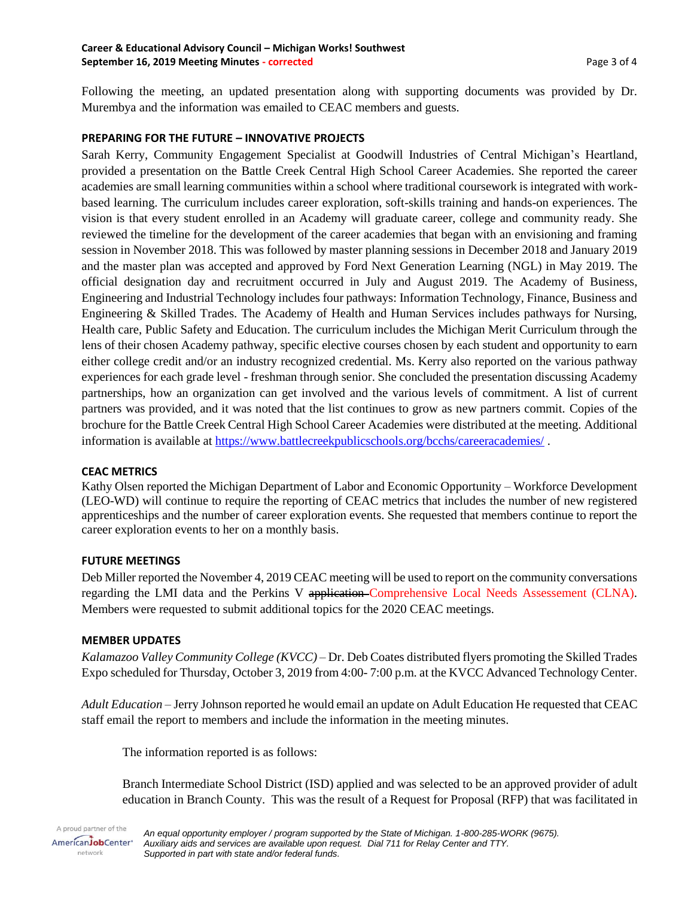Following the meeting, an updated presentation along with supporting documents was provided by Dr. Murembya and the information was emailed to CEAC members and guests.

**PREPARING FOR THE FUTURE – INNOVATIVE PROJECTS**

Sarah Kerry, Community Engagement Specialist at Goodwill Industries of Central Michigan's Heartland, provided a presentation on the Battle Creek Central High School Career Academies. She reported the career academies are small learning communities within a school where traditional coursework is integrated with work-based learning. The curriculum includes career exploration, soft-skills training and hands-on experiences. The vision is that every student enrolled in an Academy will graduate career, college and community ready. She reviewed the timeline for the development of the career academies that began with an envisioning and framing session in November 2018. This was followed by master planning sessions in December 2018 and January 2019 and the master plan was accepted and approved by Ford Next Generation Learning (NGL) in May 2019. The official designation day and recruitment occurred in July and August 2019. The Academy of Business, Engineering and Industrial Technology includes four pathways: Information Technology, Finance, Business and Engineering & Skilled Trades. The Academy of Health and Human Services includes pathways for Nursing, Health care, Public Safety and Education. The curriculum includes the Michigan Merit Curriculum through the lens of their chosen Academy pathway, specific elective courses chosen by each student and opportunity to earn either college credit and/or an industry recognized credential. Ms. Kerry also reported on the various pathway experiences for each grade level - freshman through senior. She concluded the presentation discussing Academy partnerships, how an organization can get involved and the various levels of commitment. A list of current partners was provided, and it was noted that the list continues to grow as new partners commit. Copies of the brochure for the Battle Creek Central High School Career Academies were distributed at the meeting. Additional information is available at https://www.battlecreekpublicschools.org/bcchs/careeracademies/ .

**CEAC METRICS**

Kathy Olsen reported the Michigan Department of Labor and Economic Opportunity – Workforce Development (LEO-WD) will continue to require the reporting of CEAC metrics that includes the number of new registered apprenticeships and the number of career exploration events. She requested that members continue to report the career exploration events to her on a monthly basis.

**FUTURE MEETINGS**

Deb Miller reported the November 4, 2019 CEAC meeting will be used to report on the community conversations regarding the LMI data and the Perkins V ~~application~~ Comprehensive Local Needs Assessement (CLNA). Members were requested to submit additional topics for the 2020 CEAC meetings.

**MEMBER UPDATES**

*Kalamazoo Valley Community College (KVCC)* – Dr. Deb Coates distributed flyers promoting the Skilled Trades Expo scheduled for Thursday, October 3, 2019 from 4:00- 7:00 p.m. at the KVCC Advanced Technology Center.

*Adult Education* – Jerry Johnson reported he would email an update on Adult Education He requested that CEAC staff email the report to members and include the information in the meeting minutes.

The information reported is as follows:

Branch Intermediate School District (ISD) applied and was selected to be an approved provider of adult education in Branch County. This was the result of a Request for Proposal (RFP) that was facilitated in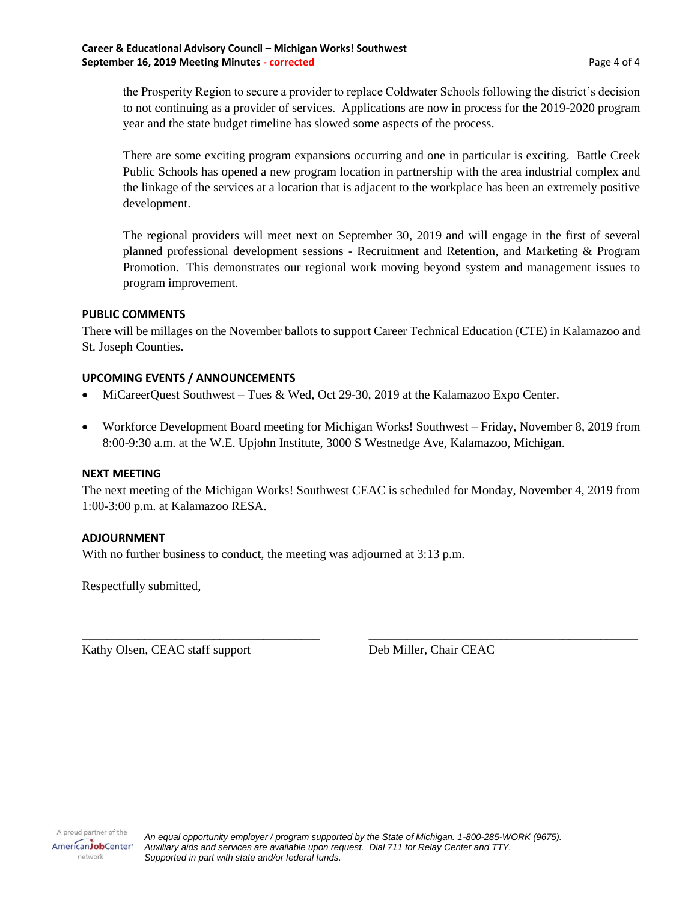the Prosperity Region to secure a provider to replace Coldwater Schools following the district's decision to not continuing as a provider of services. Applications are now in process for the 2019-2020 program year and the state budget timeline has slowed some aspects of the process.

There are some exciting program expansions occurring and one in particular is exciting. Battle Creek Public Schools has opened a new program location in partnership with the area industrial complex and the linkage of the services at a location that is adjacent to the workplace has been an extremely positive development.

The regional providers will meet next on September 30, 2019 and will engage in the first of several planned professional development sessions - Recruitment and Retention, and Marketing & Program Promotion. This demonstrates our regional work moving beyond system and management issues to program improvement.

**PUBLIC COMMENTS**

There will be millages on the November ballots to support Career Technical Education (CTE) in Kalamazoo and St. Joseph Counties.

**UPCOMING EVENTS / ANNOUNCEMENTS**

- MiCareerQuest Southwest – Tues & Wed, Oct 29-30, 2019 at the Kalamazoo Expo Center.
- Workforce Development Board meeting for Michigan Works! Southwest – Friday, November 8, 2019 from 8:00-9:30 a.m. at the W.E. Upjohn Institute, 3000 S Westnedge Ave, Kalamazoo, Michigan.

**NEXT MEETING**

The next meeting of the Michigan Works! Southwest CEAC is scheduled for Monday, November 4, 2019 from 1:00-3:00 p.m. at Kalamazoo RESA.

**ADJOURNMENT**

With no further business to conduct, the meeting was adjourned at 3:13 p.m.

Respectfully submitted,

\_\_\_\_\_\_\_\_\_\_\_\_\_\_\_\_\_\_\_\_\_\_\_\_\_\_\_\_\_\_\_\_\_\_\_\_\_\_
Kathy Olsen, CEAC staff support

\_\_\_\_\_\_\_\_\_\_\_\_\_\_\_\_\_\_\_\_\_\_\_\_\_\_\_\_\_\_\_\_\_\_\_\_\_\_
Deb Miller, Chair CEAC

A proud partner of the AmericanJobCenter network

*An equal opportunity employer / program supported by the State of Michigan. 1-800-285-WORK (9675). Auxiliary aids and services are available upon request. Dial 711 for Relay Center and TTY. Supported in part with state and/or federal funds.*